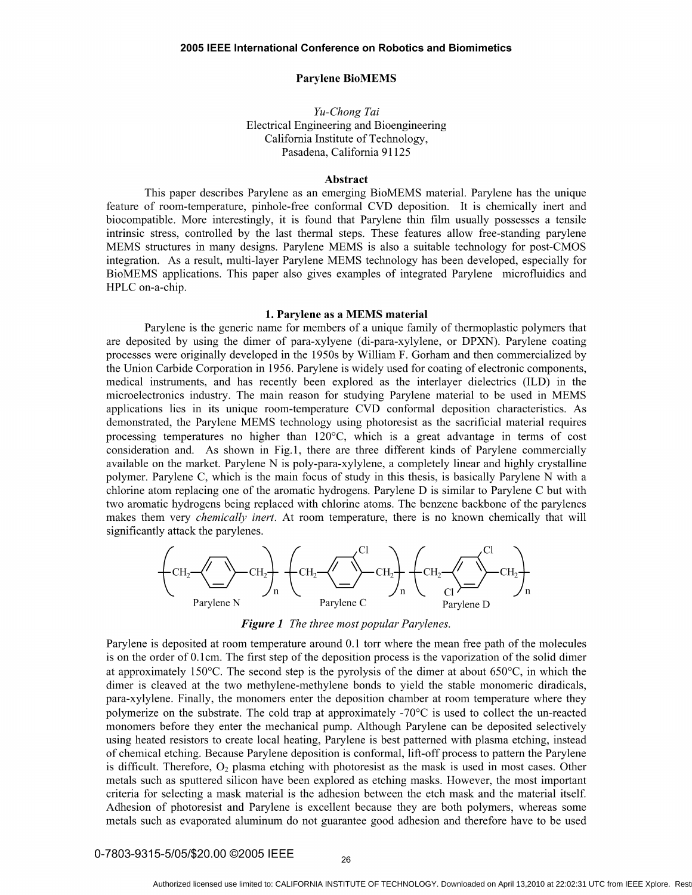# Parylene BioMEMS

*Yu-Chong Tai*
Electrical Engineering and Bioengineering
California Institute of Technology,
Pasadena, California 91125

## Abstract

This paper describes Parylene as an emerging BioMEMS material. Parylene has the unique feature of room-temperature, pinhole-free conformal CVD deposition. It is chemically inert and biocompatible. More interestingly, it is found that Parylene thin film usually possesses a tensile intrinsic stress, controlled by the last thermal steps. These features allow free-standing parylene MEMS structures in many designs. Parylene MEMS is also a suitable technology for post-CMOS integration. As a result, multi-layer Parylene MEMS technology has been developed, especially for BioMEMS applications. This paper also gives examples of integrated Parylene microfluidics and HPLC on-a-chip.

## 1. Parylene as a MEMS material

Parylene is the generic name for members of a unique family of thermoplastic polymers that are deposited by using the dimer of para-xylyene (di-para-xylylene, or DPXN). Parylene coating processes were originally developed in the 1950s by William F. Gorham and then commercialized by the Union Carbide Corporation in 1956. Parylene is widely used for coating of electronic components, medical instruments, and has recently been explored as the interlayer dielectrics (ILD) in the microelectronics industry. The main reason for studying Parylene material to be used in MEMS applications lies in its unique room-temperature CVD conformal deposition characteristics. As demonstrated, the Parylene MEMS technology using photoresist as the sacrificial material requires processing temperatures no higher than 120°C, which is a great advantage in terms of cost consideration and. As shown in Fig.1, there are three different kinds of Parylene commercially available on the market. Parylene N is poly-para-xylylene, a completely linear and highly crystalline polymer. Parylene C, which is the main focus of study in this thesis, is basically Parylene N with a chlorine atom replacing one of the aromatic hydrogens. Parylene D is similar to Parylene C but with two aromatic hydrogens being replaced with chlorine atoms. The benzene backbone of the parylenes makes them very *chemically inert*. At room temperature, there is no known chemically that will significantly attack the parylenes.

$$\left(-CH_2-\langle\bigcirc\rangle-CH_2-\right)_n \quad \left(-CH_2-\langle\bigcirc\rangle(Cl)-CH_2-\right)_n \quad \left(-CH_2-\langle\bigcirc\rangle(Cl)_2-CH_2-\right)_n$$

Parylene N Parylene C Parylene D

***Figure 1*** *The three most popular Parylenes.*

Parylene is deposited at room temperature around 0.1 torr where the mean free path of the molecules is on the order of 0.1cm. The first step of the deposition process is the vaporization of the solid dimer at approximately 150°C. The second step is the pyrolysis of the dimer at about 650°C, in which the dimer is cleaved at the two methylene-methylene bonds to yield the stable monomeric diradicals, para-xylylene. Finally, the monomers enter the deposition chamber at room temperature where they polymerize on the substrate. The cold trap at approximately -70°C is used to collect the un-reacted monomers before they enter the mechanical pump. Although Parylene can be deposited selectively using heated resistors to create local heating, Parylene is best patterned with plasma etching, instead of chemical etching. Because Parylene deposition is conformal, lift-off process to pattern the Parylene is difficult. Therefore, $O_2$ plasma etching with photoresist as the mask is used in most cases. Other metals such as sputtered silicon have been explored as etching masks. However, the most important criteria for selecting a mask material is the adhesion between the etch mask and the material itself. Adhesion of photoresist and Parylene is excellent because they are both polymers, whereas some metals such as evaporated aluminum do not guarantee good adhesion and therefore have to be used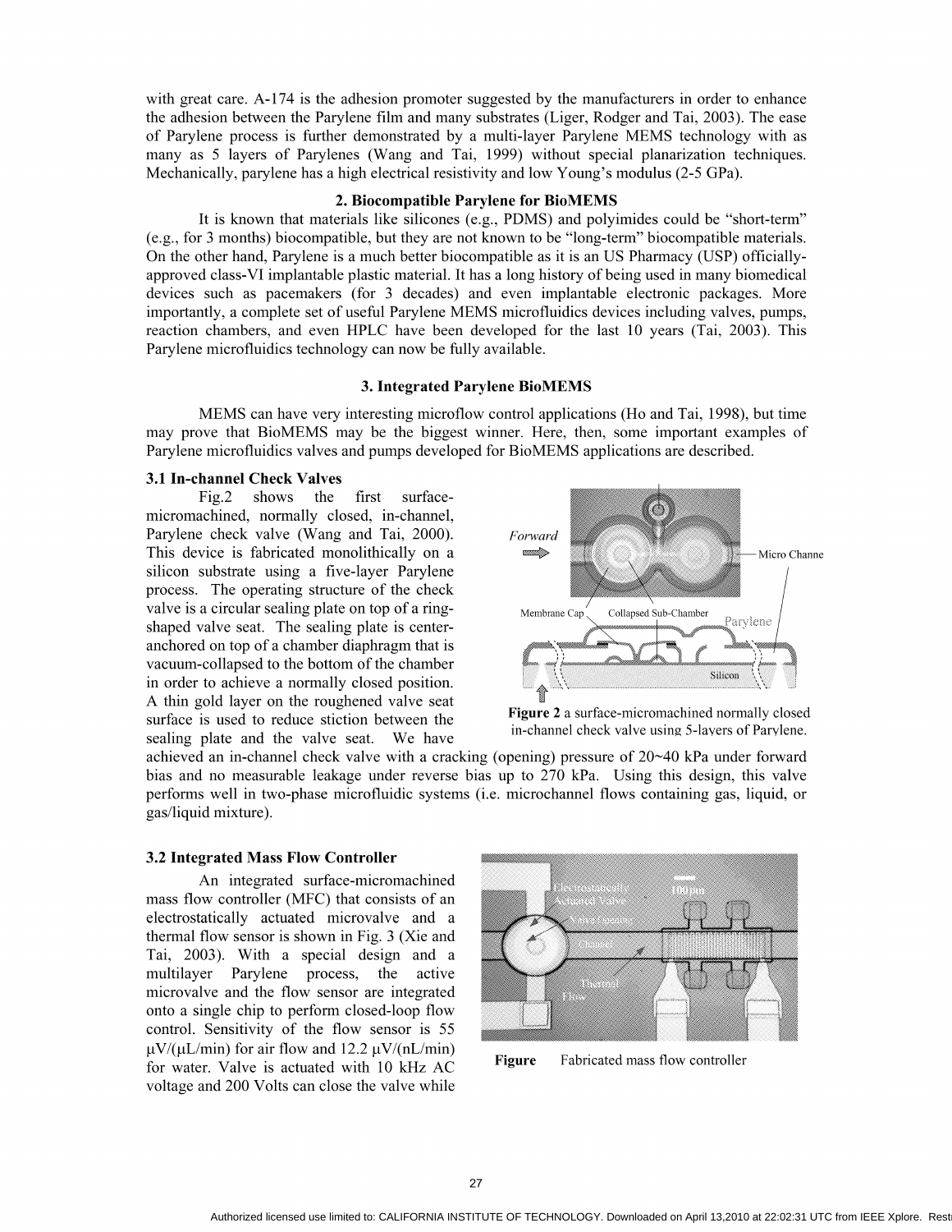with great care. A-174 is the adhesion promoter suggested by the manufacturers in order to enhance the adhesion between the Parylene film and many substrates (Liger, Rodger and Tai, 2003). The ease of Parylene process is further demonstrated by a multi-layer Parylene MEMS technology with as many as 5 layers of Parylenes (Wang and Tai, 1999) without special planarization techniques. Mechanically, parylene has a high electrical resistivity and low Young's modulus (2-5 GPa).

## 2. Biocompatible Parylene for BioMEMS

It is known that materials like silicones (e.g., PDMS) and polyimides could be "short-term" (e.g., for 3 months) biocompatible, but they are not known to be "long-term" biocompatible materials. On the other hand, Parylene is a much better biocompatible as it is an US Pharmacy (USP) officially-approved class-VI implantable plastic material. It has a long history of being used in many biomedical devices such as pacemakers (for 3 decades) and even implantable electronic packages. More importantly, a complete set of useful Parylene MEMS microfluidics devices including valves, pumps, reaction chambers, and even HPLC have been developed for the last 10 years (Tai, 2003). This Parylene microfluidics technology can now be fully available.

## 3. Integrated Parylene BioMEMS

MEMS can have very interesting microflow control applications (Ho and Tai, 1998), but time may prove that BioMEMS may be the biggest winner. Here, then, some important examples of Parylene microfluidics valves and pumps developed for BioMEMS applications are described.

### 3.1 In-channel Check Valves

Fig.2 shows the first surface-micromachined, normally closed, in-channel, Parylene check valve (Wang and Tai, 2000). This device is fabricated monolithically on a silicon substrate using a five-layer Parylene process. The operating structure of the check valve is a circular sealing plate on top of a ring-shaped valve seat. The sealing plate is center-anchored on top of a chamber diaphragm that is vacuum-collapsed to the bottom of the chamber in order to achieve a normally closed position. A thin gold layer on the roughened valve seat surface is used to reduce stiction between the sealing plate and the valve seat. We have achieved an in-channel check valve with a cracking (opening) pressure of 20~40 kPa under forward bias and no measurable leakage under reverse bias up to 270 kPa. Using this design, this valve performs well in two-phase microfluidic systems (i.e. microchannel flows containing gas, liquid, or gas/liquid mixture).

**Figure 2** a surface-micromachined normally closed in-channel check valve using 5-layers of Parylene.

### 3.2 Integrated Mass Flow Controller

An integrated surface-micromachined mass flow controller (MFC) that consists of an electrostatically actuated microvalve and a thermal flow sensor is shown in Fig. 3 (Xie and Tai, 2003). With a special design and a multilayer Parylene process, the active microvalve and the flow sensor are integrated onto a single chip to perform closed-loop flow control. Sensitivity of the flow sensor is 55 μV/(μL/min) for air flow and 12.2 μV/(nL/min) for water. Valve is actuated with 10 kHz AC voltage and 200 Volts can close the valve while

**Figure** Fabricated mass flow controller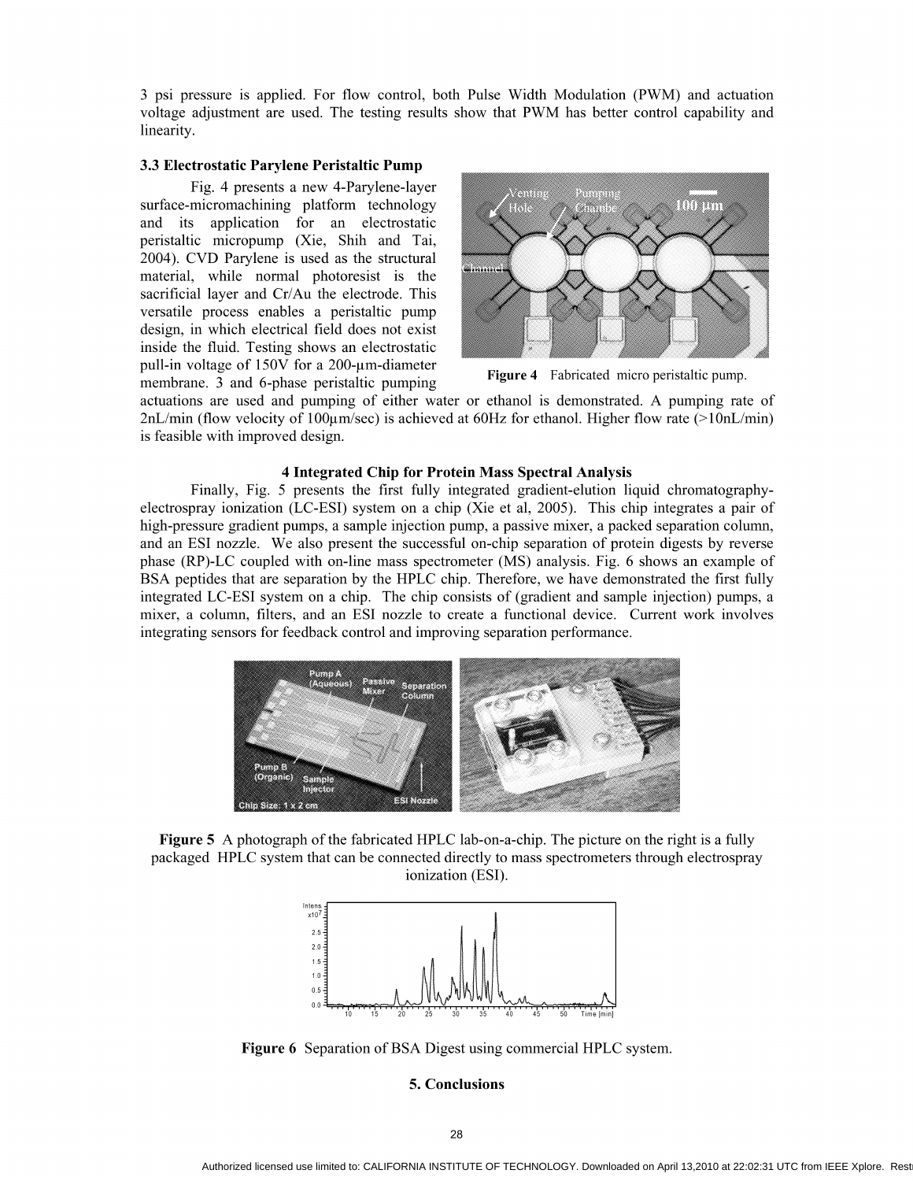3 psi pressure is applied. For flow control, both Pulse Width Modulation (PWM) and actuation voltage adjustment are used. The testing results show that PWM has better control capability and linearity.

### 3.3 Electrostatic Parylene Peristaltic Pump

Fig. 4 presents a new 4-Parylene-layer surface-micromachining platform technology and its application for an electrostatic peristaltic micropump (Xie, Shih and Tai, 2004). CVD Parylene is used as the structural material, while normal photoresist is the sacrificial layer and Cr/Au the electrode. This versatile process enables a peristaltic pump design, in which electrical field does not exist inside the fluid. Testing shows an electrostatic pull-in voltage of 150V for a 200-μm-diameter membrane. 3 and 6-phase peristaltic pumping actuations are used and pumping of either water or ethanol is demonstrated. A pumping rate of 2nL/min (flow velocity of 100μm/sec) is achieved at 60Hz for ethanol. Higher flow rate (>10nL/min) is feasible with improved design.

**Figure 4** Fabricated micro peristaltic pump.

## 4 Integrated Chip for Protein Mass Spectral Analysis

Finally, Fig. 5 presents the first fully integrated gradient-elution liquid chromatography-electrospray ionization (LC-ESI) system on a chip (Xie et al, 2005). This chip integrates a pair of high-pressure gradient pumps, a sample injection pump, a passive mixer, a packed separation column, and an ESI nozzle. We also present the successful on-chip separation of protein digests by reverse phase (RP)-LC coupled with on-line mass spectrometer (MS) analysis. Fig. 6 shows an example of BSA peptides that are separation by the HPLC chip. Therefore, we have demonstrated the first fully integrated LC-ESI system on a chip. The chip consists of (gradient and sample injection) pumps, a mixer, a column, filters, and an ESI nozzle to create a functional device. Current work involves integrating sensors for feedback control and improving separation performance.

**Figure 5** A photograph of the fabricated HPLC lab-on-a-chip. The picture on the right is a fully packaged HPLC system that can be connected directly to mass spectrometers through electrospray ionization (ESI).

**Figure 6** Separation of BSA Digest using commercial HPLC system.

## 5. Conclusions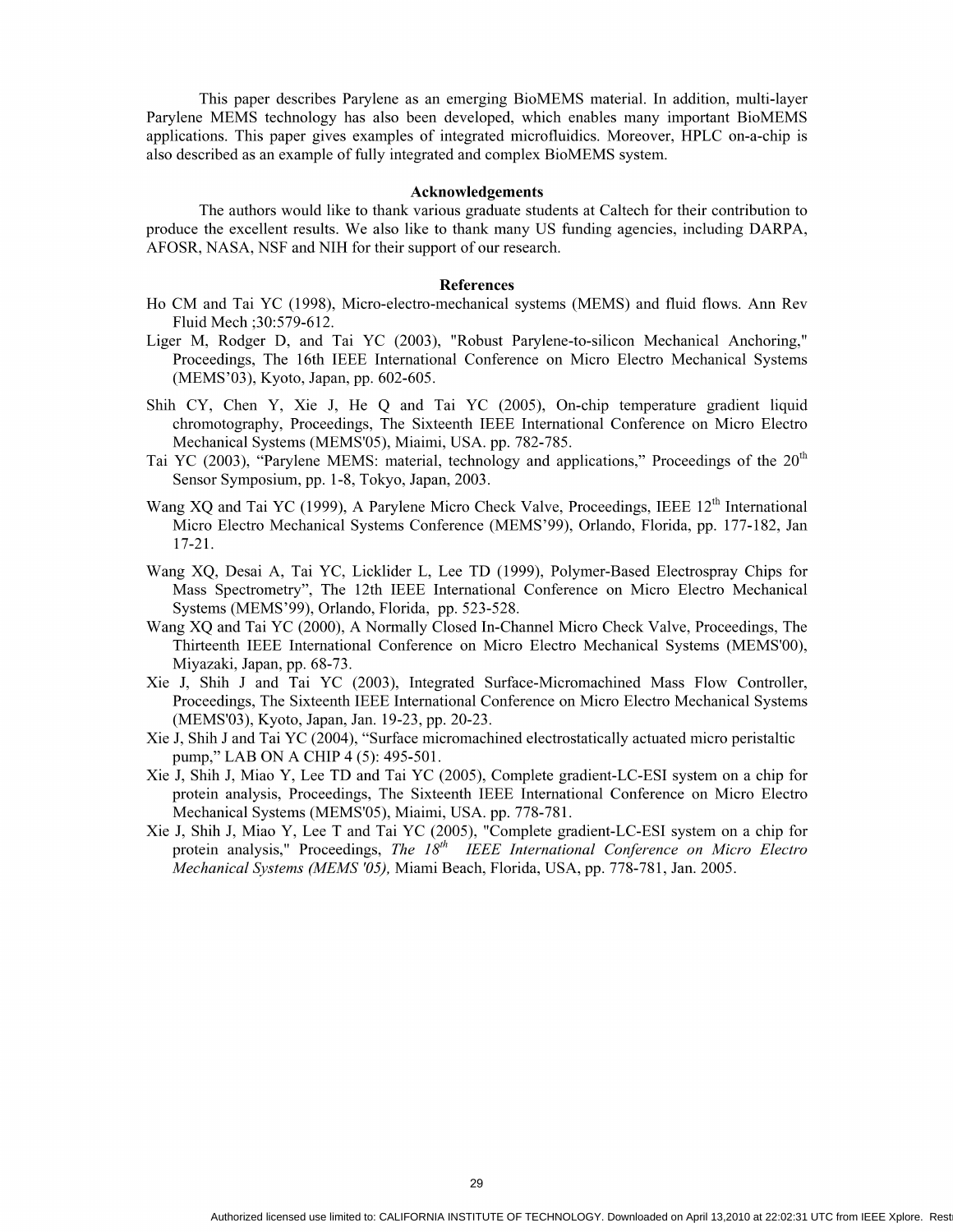This paper describes Parylene as an emerging BioMEMS material. In addition, multi-layer Parylene MEMS technology has also been developed, which enables many important BioMEMS applications. This paper gives examples of integrated microfluidics. Moreover, HPLC on-a-chip is also described as an example of fully integrated and complex BioMEMS system.

## Acknowledgements

The authors would like to thank various graduate students at Caltech for their contribution to produce the excellent results. We also like to thank many US funding agencies, including DARPA, AFOSR, NASA, NSF and NIH for their support of our research.

## References

Ho CM and Tai YC (1998), Micro-electro-mechanical systems (MEMS) and fluid flows. Ann Rev Fluid Mech ;30:579-612.

Liger M, Rodger D, and Tai YC (2003), "Robust Parylene-to-silicon Mechanical Anchoring," Proceedings, The 16th IEEE International Conference on Micro Electro Mechanical Systems (MEMS'03), Kyoto, Japan, pp. 602-605.

Shih CY, Chen Y, Xie J, He Q and Tai YC (2005), On-chip temperature gradient liquid chromotography, Proceedings, The Sixteenth IEEE International Conference on Micro Electro Mechanical Systems (MEMS'05), Miaimi, USA. pp. 782-785.

Tai YC (2003), "Parylene MEMS: material, technology and applications," Proceedings of the 20th Sensor Symposium, pp. 1-8, Tokyo, Japan, 2003.

Wang XQ and Tai YC (1999), A Parylene Micro Check Valve, Proceedings, IEEE 12th International Micro Electro Mechanical Systems Conference (MEMS'99), Orlando, Florida, pp. 177-182, Jan 17-21.

Wang XQ, Desai A, Tai YC, Licklider L, Lee TD (1999), Polymer-Based Electrospray Chips for Mass Spectrometry", The 12th IEEE International Conference on Micro Electro Mechanical Systems (MEMS'99), Orlando, Florida, pp. 523-528.

Wang XQ and Tai YC (2000), A Normally Closed In-Channel Micro Check Valve, Proceedings, The Thirteenth IEEE International Conference on Micro Electro Mechanical Systems (MEMS'00), Miyazaki, Japan, pp. 68-73.

Xie J, Shih J and Tai YC (2003), Integrated Surface-Micromachined Mass Flow Controller, Proceedings, The Sixteenth IEEE International Conference on Micro Electro Mechanical Systems (MEMS'03), Kyoto, Japan, Jan. 19-23, pp. 20-23.

Xie J, Shih J and Tai YC (2004), "Surface micromachined electrostatically actuated micro peristaltic pump," LAB ON A CHIP 4 (5): 495-501.

Xie J, Shih J, Miao Y, Lee TD and Tai YC (2005), Complete gradient-LC-ESI system on a chip for protein analysis, Proceedings, The Sixteenth IEEE International Conference on Micro Electro Mechanical Systems (MEMS'05), Miaimi, USA. pp. 778-781.

Xie J, Shih J, Miao Y, Lee T and Tai YC (2005), "Complete gradient-LC-ESI system on a chip for protein analysis," Proceedings, *The 18th IEEE International Conference on Micro Electro Mechanical Systems (MEMS '05),* Miami Beach, Florida, USA, pp. 778-781, Jan. 2005.